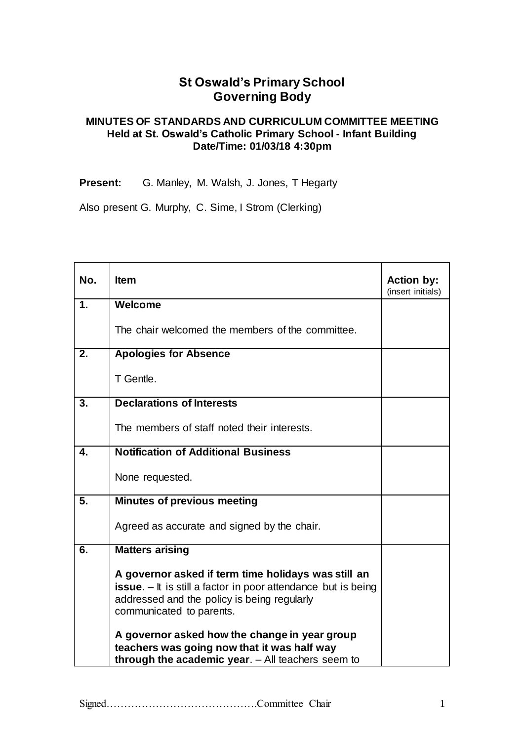# St Oswald's Primary School
# Governing Body

**MINUTES OF STANDARDS AND CURRICULUM COMMITTEE MEETING**
**Held at St. Oswald's Catholic Primary School - Infant Building**
**Date/Time: 01/03/18 4:30pm**

**Present:** G. Manley, M. Walsh, J. Jones, T Hegarty

Also present G. Murphy, C. Sime, I Strom (Clerking)

| No. | Item | Action by: (insert initials) |
|---|---|---|
| 1. | **Welcome**<br><br>The chair welcomed the members of the committee. | |
| 2. | **Apologies for Absence**<br><br>T Gentle. | |
| 3. | **Declarations of Interests**<br><br>The members of staff noted their interests. | |
| 4. | **Notification of Additional Business**<br><br>None requested. | |
| 5. | **Minutes of previous meeting**<br><br>Agreed as accurate and signed by the chair. | |
| 6. | **Matters arising**<br><br>**A governor asked if term time holidays was still an issue**. – It is still a factor in poor attendance but is being addressed and the policy is being regularly communicated to parents.<br><br>**A governor asked how the change in year group teachers was going now that it was half way through the academic year**. – All teachers seem to | |

Signed…………………………………….Committee Chair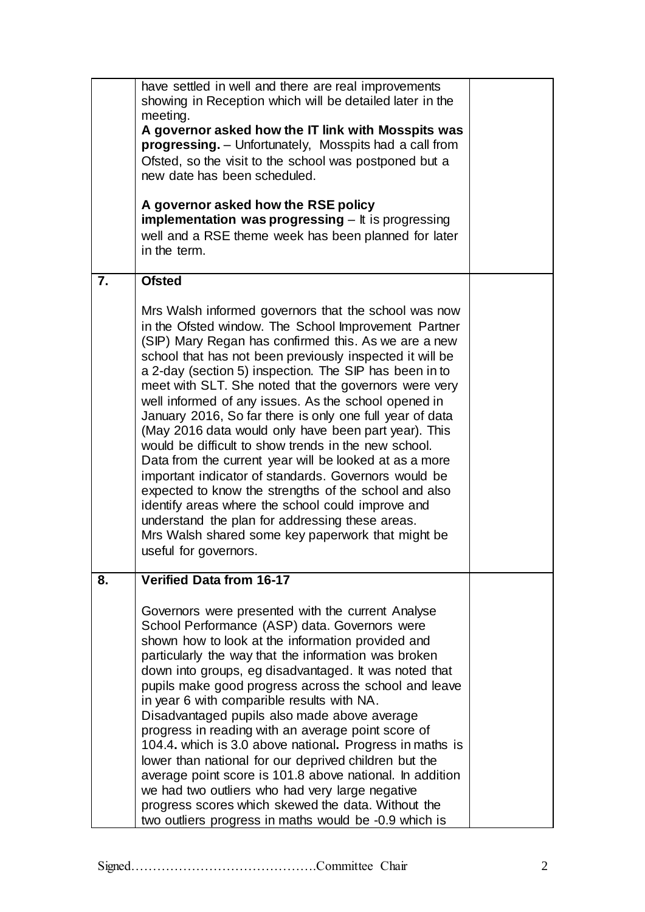| | | |
|---|---|---|
| | have settled in well and there are real improvements showing in Reception which will be detailed later in the meeting.<br>**A governor asked how the IT link with Mosspits was progressing.** – Unfortunately, Mosspits had a call from Ofsted, so the visit to the school was postponed but a new date has been scheduled.<br><br>**A governor asked how the RSE policy implementation was progressing** – It is progressing well and a RSE theme week has been planned for later in the term. | |
| **7.** | **Ofsted**<br><br>Mrs Walsh informed governors that the school was now in the Ofsted window. The School Improvement Partner (SIP) Mary Regan has confirmed this. As we are a new school that has not been previously inspected it will be a 2-day (section 5) inspection. The SIP has been in to meet with SLT. She noted that the governors were very well informed of any issues. As the school opened in January 2016, So far there is only one full year of data (May 2016 data would only have been part year). This would be difficult to show trends in the new school. Data from the current year will be looked at as a more important indicator of standards. Governors would be expected to know the strengths of the school and also identify areas where the school could improve and understand the plan for addressing these areas.<br>Mrs Walsh shared some key paperwork that might be useful for governors. | |
| **8.** | **Verified Data from 16-17**<br><br>Governors were presented with the current Analyse School Performance (ASP) data. Governors were shown how to look at the information provided and particularly the way that the information was broken down into groups, eg disadvantaged. It was noted that pupils make good progress across the school and leave in year 6 with comparible results with NA.<br>Disadvantaged pupils also made above average progress in reading with an average point score of 104.4**.** which is 3.0 above national**.** Progress in maths is lower than national for our deprived children but the average point score is 101.8 above national. In addition we had two outliers who had very large negative progress scores which skewed the data. Without the two outliers progress in maths would be -0.9 which is | |

Signed…………………………………….Committee Chair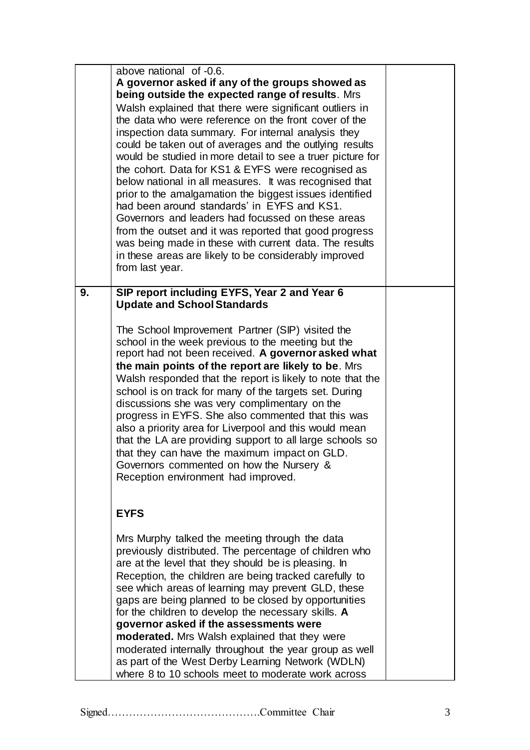| | | |
|---|---|---|
| | above national of -0.6.<br>**A governor asked if any of the groups showed as being outside the expected range of results**. Mrs Walsh explained that there were significant outliers in the data who were reference on the front cover of the inspection data summary. For internal analysis they could be taken out of averages and the outlying results would be studied in more detail to see a truer picture for the cohort. Data for KS1 & EYFS were recognised as below national in all measures. It was recognised that prior to the amalgamation the biggest issues identified had been around standards' in EYFS and KS1. Governors and leaders had focussed on these areas from the outset and it was reported that good progress was being made in these with current data. The results in these areas are likely to be considerably improved from last year. | |
| **9.** | **SIP report including EYFS, Year 2 and Year 6 Update and School Standards**<br><br>The School Improvement Partner (SIP) visited the school in the week previous to the meeting but the report had not been received. **A governor asked what the main points of the report are likely to be**. Mrs Walsh responded that the report is likely to note that the school is on track for many of the targets set. During discussions she was very complimentary on the progress in EYFS. She also commented that this was also a priority area for Liverpool and this would mean that the LA are providing support to all large schools so that they can have the maximum impact on GLD. Governors commented on how the Nursery & Reception environment had improved.<br><br>**EYFS**<br><br>Mrs Murphy talked the meeting through the data previously distributed. The percentage of children who are at the level that they should be is pleasing. In Reception, the children are being tracked carefully to see which areas of learning may prevent GLD, these gaps are being planned to be closed by opportunities for the children to develop the necessary skills. **A governor asked if the assessments were moderated.** Mrs Walsh explained that they were moderated internally throughout the year group as well as part of the West Derby Learning Network (WDLN) where 8 to 10 schools meet to moderate work across | |

Signed……………………………………Committee Chair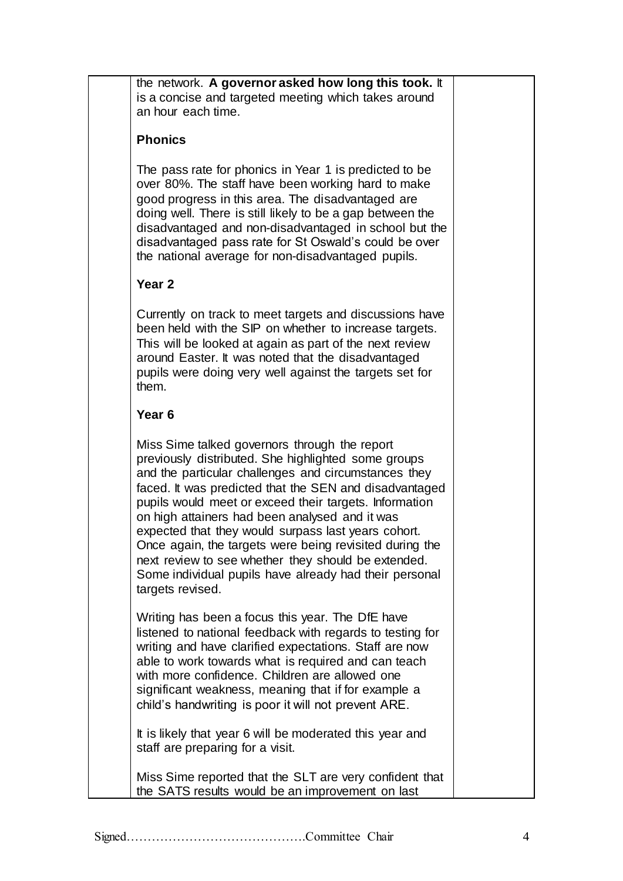the network. **A governor asked how long this took.** It is a concise and targeted meeting which takes around an hour each time.

**Phonics**

The pass rate for phonics in Year 1 is predicted to be over 80%. The staff have been working hard to make good progress in this area. The disadvantaged are doing well. There is still likely to be a gap between the disadvantaged and non-disadvantaged in school but the disadvantaged pass rate for St Oswald's could be over the national average for non-disadvantaged pupils.

**Year 2**

Currently on track to meet targets and discussions have been held with the SIP on whether to increase targets. This will be looked at again as part of the next review around Easter. It was noted that the disadvantaged pupils were doing very well against the targets set for them.

**Year 6**

Miss Sime talked governors through the report previously distributed. She highlighted some groups and the particular challenges and circumstances they faced. It was predicted that the SEN and disadvantaged pupils would meet or exceed their targets. Information on high attainers had been analysed and it was expected that they would surpass last years cohort. Once again, the targets were being revisited during the next review to see whether they should be extended. Some individual pupils have already had their personal targets revised.

Writing has been a focus this year. The DfE have listened to national feedback with regards to testing for writing and have clarified expectations. Staff are now able to work towards what is required and can teach with more confidence. Children are allowed one significant weakness, meaning that if for example a child's handwriting is poor it will not prevent ARE.

It is likely that year 6 will be moderated this year and staff are preparing for a visit.

Miss Sime reported that the SLT are very confident that the SATS results would be an improvement on last

Signed…………………………………….Committee Chair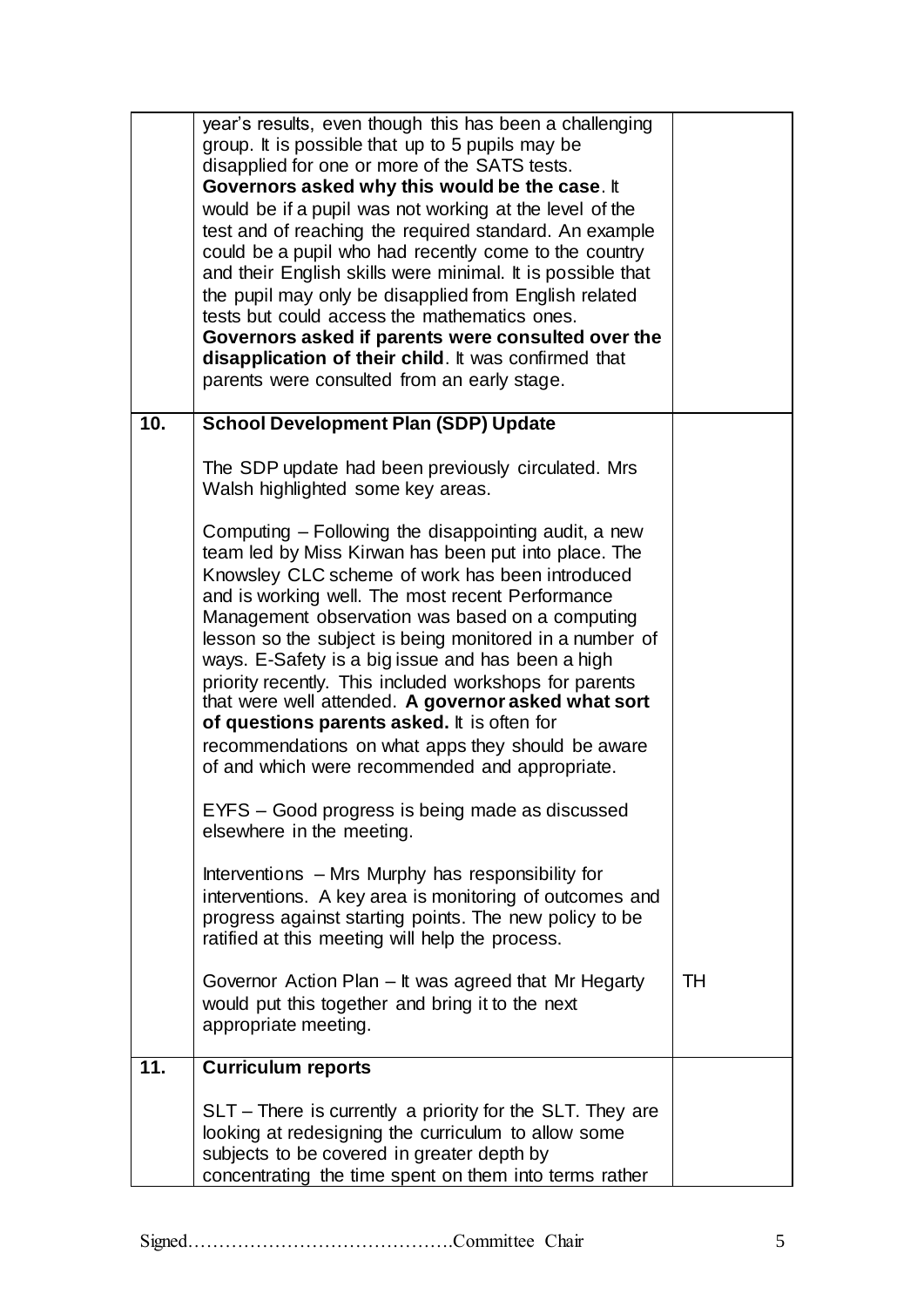| | | |
|---|---|---|
| | year's results, even though this has been a challenging group. It is possible that up to 5 pupils may be disapplied for one or more of the SATS tests. **Governors asked why this would be the case**. It would be if a pupil was not working at the level of the test and of reaching the required standard. An example could be a pupil who had recently come to the country and their English skills were minimal. It is possible that the pupil may only be disapplied from English related tests but could access the mathematics ones. **Governors asked if parents were consulted over the disapplication of their child**. It was confirmed that parents were consulted from an early stage. | |
| **10.** | **School Development Plan (SDP) Update**<br><br>The SDP update had been previously circulated. Mrs Walsh highlighted some key areas.<br><br>Computing – Following the disappointing audit, a new team led by Miss Kirwan has been put into place. The Knowsley CLC scheme of work has been introduced and is working well. The most recent Performance Management observation was based on a computing lesson so the subject is being monitored in a number of ways. E-Safety is a big issue and has been a high priority recently. This included workshops for parents that were well attended. **A governor asked what sort of questions parents asked.** It is often for recommendations on what apps they should be aware of and which were recommended and appropriate.<br><br>EYFS – Good progress is being made as discussed elsewhere in the meeting.<br><br>Interventions – Mrs Murphy has responsibility for interventions. A key area is monitoring of outcomes and progress against starting points. The new policy to be ratified at this meeting will help the process.<br><br>Governor Action Plan – It was agreed that Mr Hegarty would put this together and bring it to the next appropriate meeting. | TH |
| **11.** | **Curriculum reports**<br><br>SLT – There is currently a priority for the SLT. They are looking at redesigning the curriculum to allow some subjects to be covered in greater depth by concentrating the time spent on them into terms rather | |

Signed…………………………………….Committee Chair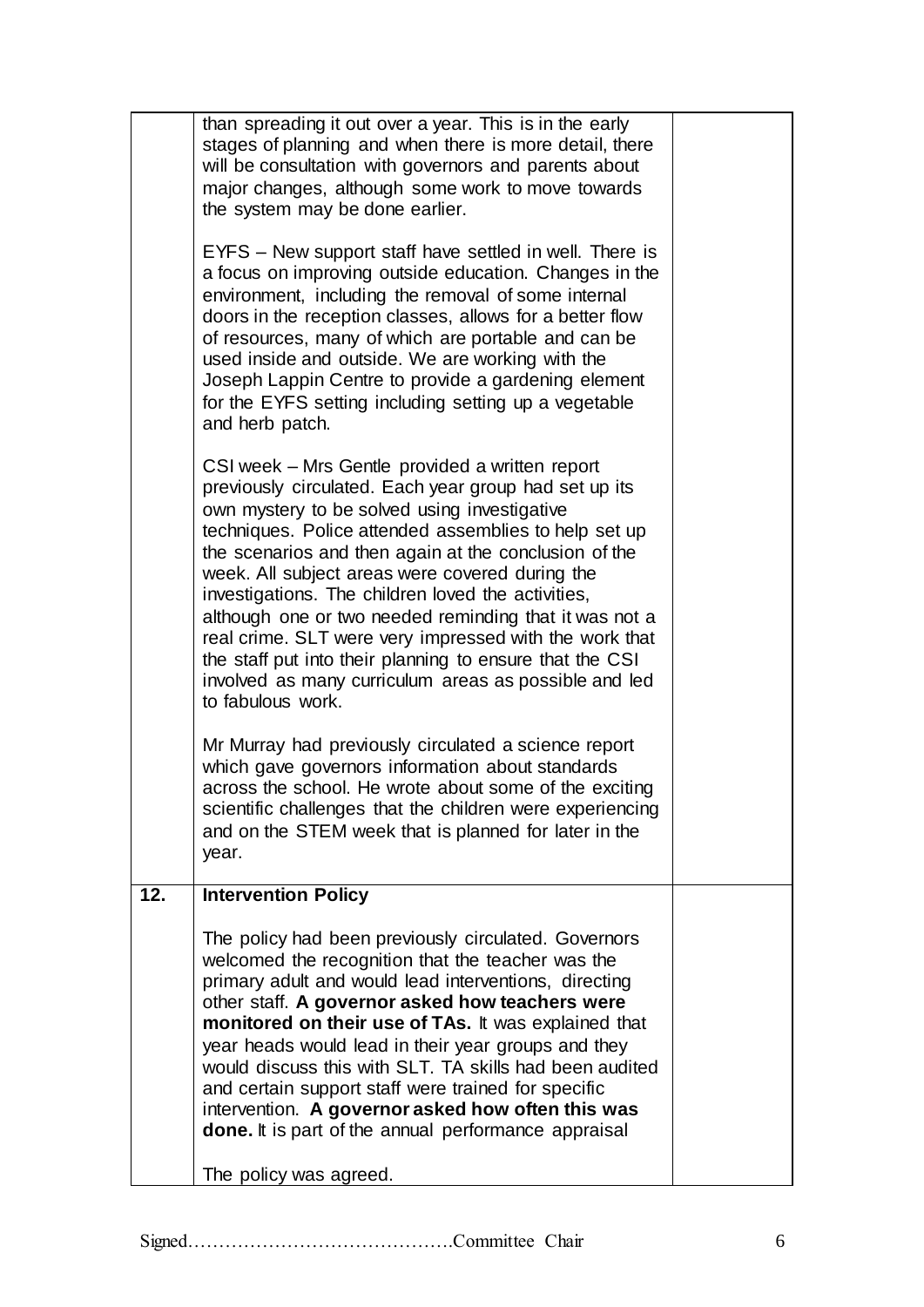| | | |
|---|---|---|
| | than spreading it out over a year. This is in the early stages of planning and when there is more detail, there will be consultation with governors and parents about major changes, although some work to move towards the system may be done earlier.<br><br>EYFS – New support staff have settled in well. There is a focus on improving outside education. Changes in the environment, including the removal of some internal doors in the reception classes, allows for a better flow of resources, many of which are portable and can be used inside and outside. We are working with the Joseph Lappin Centre to provide a gardening element for the EYFS setting including setting up a vegetable and herb patch.<br><br>CSI week – Mrs Gentle provided a written report previously circulated. Each year group had set up its own mystery to be solved using investigative techniques. Police attended assemblies to help set up the scenarios and then again at the conclusion of the week. All subject areas were covered during the investigations. The children loved the activities, although one or two needed reminding that it was not a real crime. SLT were very impressed with the work that the staff put into their planning to ensure that the CSI involved as many curriculum areas as possible and led to fabulous work.<br><br>Mr Murray had previously circulated a science report which gave governors information about standards across the school. He wrote about some of the exciting scientific challenges that the children were experiencing and on the STEM week that is planned for later in the year. | |
| **12.** | **Intervention Policy**<br><br>The policy had been previously circulated. Governors welcomed the recognition that the teacher was the primary adult and would lead interventions, directing other staff. **A governor asked how teachers were monitored on their use of TAs.** It was explained that year heads would lead in their year groups and they would discuss this with SLT. TA skills had been audited and certain support staff were trained for specific intervention. **A governor asked how often this was done.** It is part of the annual performance appraisal<br><br>The policy was agreed. | |

Signed……………………………………Committee Chair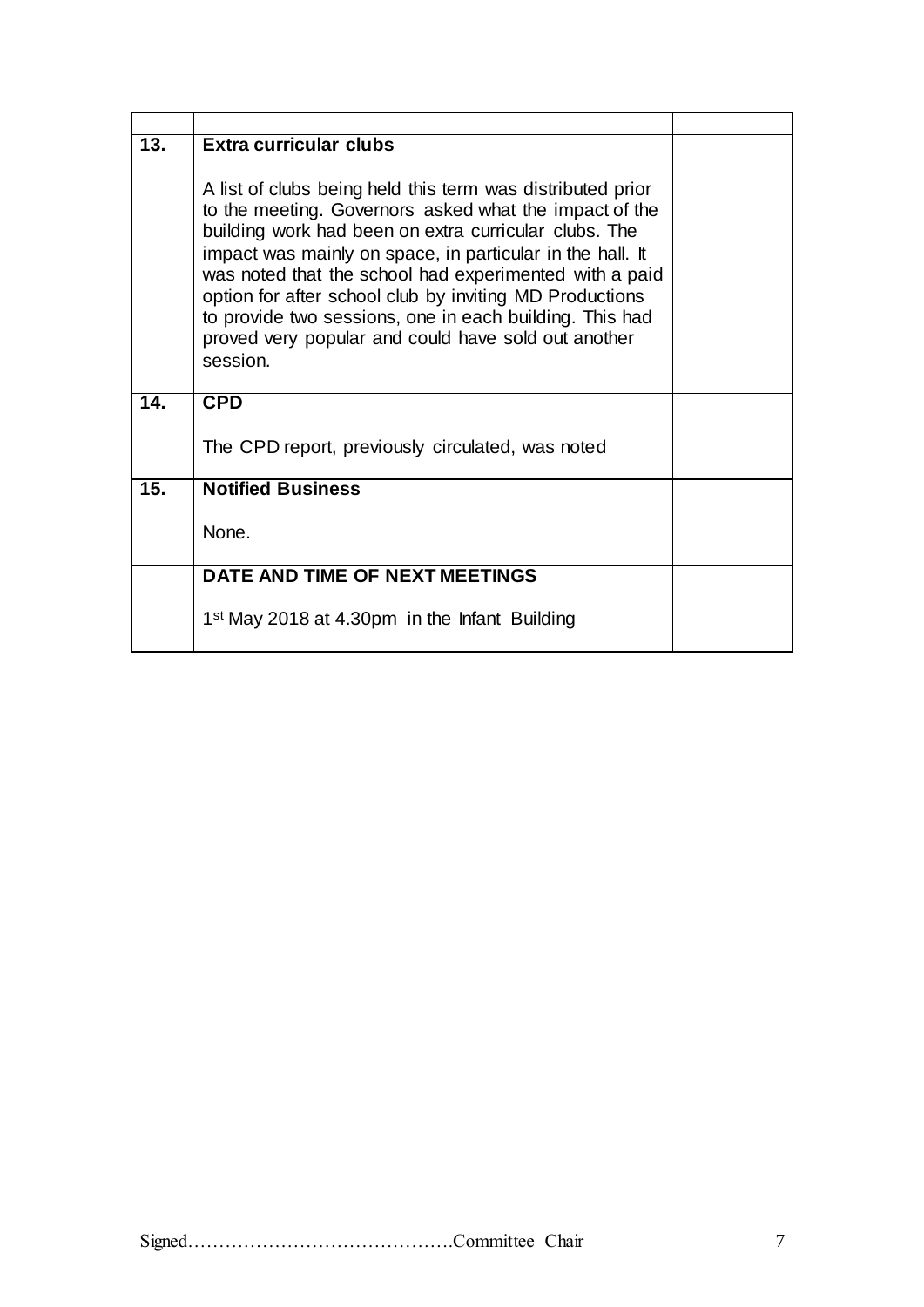| | | |
|---|---|---|
| **13.** | **Extra curricular clubs**<br><br>A list of clubs being held this term was distributed prior to the meeting. Governors asked what the impact of the building work had been on extra curricular clubs. The impact was mainly on space, in particular in the hall. It was noted that the school had experimented with a paid option for after school club by inviting MD Productions to provide two sessions, one in each building. This had proved very popular and could have sold out another session. | |
| **14.** | **CPD**<br><br>The CPD report, previously circulated, was noted | |
| **15.** | **Notified Business**<br><br>None. | |
| | **DATE AND TIME OF NEXT MEETINGS**<br><br>1st May 2018 at 4.30pm in the Infant Building | |

Signed…………………………………….Committee Chair